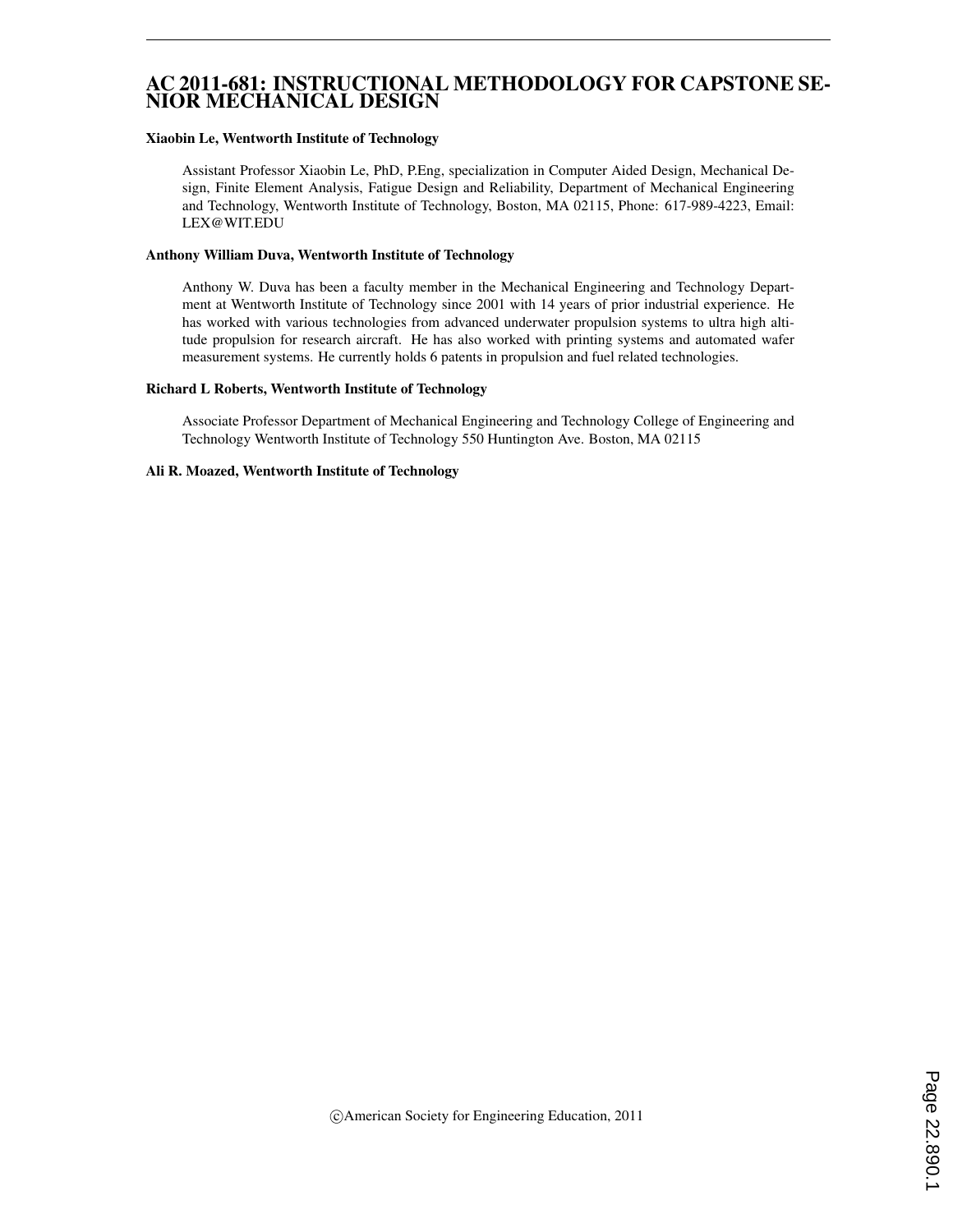# AC 2011-681: INSTRUCTIONAL METHODOLOGY FOR CAPSTONE SENIOR MECHANICAL DESIGN

**Xiaobin Le, Wentworth Institute of Technology**

Assistant Professor Xiaobin Le, PhD, P.Eng, specialization in Computer Aided Design, Mechanical Design, Finite Element Analysis, Fatigue Design and Reliability, Department of Mechanical Engineering and Technology, Wentworth Institute of Technology, Boston, MA 02115, Phone: 617-989-4223, Email: LEX@WIT.EDU

**Anthony William Duva, Wentworth Institute of Technology**

Anthony W. Duva has been a faculty member in the Mechanical Engineering and Technology Department at Wentworth Institute of Technology since 2001 with 14 years of prior industrial experience. He has worked with various technologies from advanced underwater propulsion systems to ultra high altitude propulsion for research aircraft. He has also worked with printing systems and automated wafer measurement systems. He currently holds 6 patents in propulsion and fuel related technologies.

**Richard L Roberts, Wentworth Institute of Technology**

Associate Professor Department of Mechanical Engineering and Technology College of Engineering and Technology Wentworth Institute of Technology 550 Huntington Ave. Boston, MA 02115

**Ali R. Moazed, Wentworth Institute of Technology**

©American Society for Engineering Education, 2011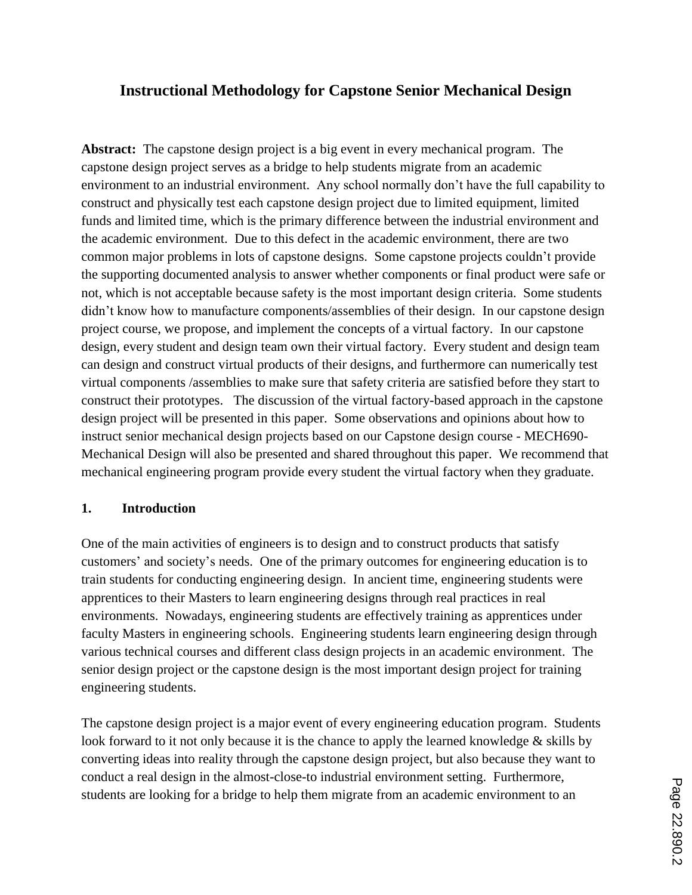## Instructional Methodology for Capstone Senior Mechanical Design

**Abstract:** The capstone design project is a big event in every mechanical program. The capstone design project serves as a bridge to help students migrate from an academic environment to an industrial environment. Any school normally don't have the full capability to construct and physically test each capstone design project due to limited equipment, limited funds and limited time, which is the primary difference between the industrial environment and the academic environment. Due to this defect in the academic environment, there are two common major problems in lots of capstone designs. Some capstone projects couldn't provide the supporting documented analysis to answer whether components or final product were safe or not, which is not acceptable because safety is the most important design criteria. Some students didn't know how to manufacture components/assemblies of their design. In our capstone design project course, we propose, and implement the concepts of a virtual factory. In our capstone design, every student and design team own their virtual factory. Every student and design team can design and construct virtual products of their designs, and furthermore can numerically test virtual components /assemblies to make sure that safety criteria are satisfied before they start to construct their prototypes. The discussion of the virtual factory-based approach in the capstone design project will be presented in this paper. Some observations and opinions about how to instruct senior mechanical design projects based on our Capstone design course - MECH690-Mechanical Design will also be presented and shared throughout this paper. We recommend that mechanical engineering program provide every student the virtual factory when they graduate.

### 1. Introduction

One of the main activities of engineers is to design and to construct products that satisfy customers' and society's needs. One of the primary outcomes for engineering education is to train students for conducting engineering design. In ancient time, engineering students were apprentices to their Masters to learn engineering designs through real practices in real environments. Nowadays, engineering students are effectively training as apprentices under faculty Masters in engineering schools. Engineering students learn engineering design through various technical courses and different class design projects in an academic environment. The senior design project or the capstone design is the most important design project for training engineering students.

The capstone design project is a major event of every engineering education program. Students look forward to it not only because it is the chance to apply the learned knowledge & skills by converting ideas into reality through the capstone design project, but also because they want to conduct a real design in the almost-close-to industrial environment setting. Furthermore, students are looking for a bridge to help them migrate from an academic environment to an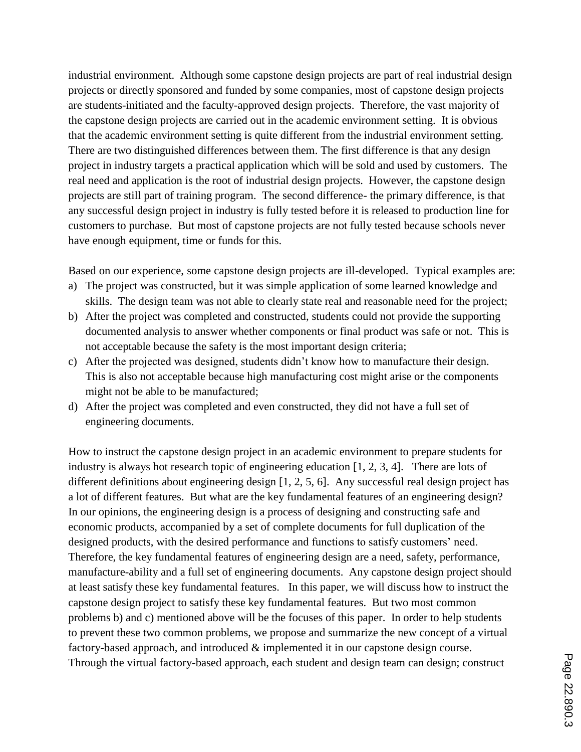industrial environment. Although some capstone design projects are part of real industrial design projects or directly sponsored and funded by some companies, most of capstone design projects are students-initiated and the faculty-approved design projects. Therefore, the vast majority of the capstone design projects are carried out in the academic environment setting. It is obvious that the academic environment setting is quite different from the industrial environment setting. There are two distinguished differences between them. The first difference is that any design project in industry targets a practical application which will be sold and used by customers. The real need and application is the root of industrial design projects. However, the capstone design projects are still part of training program. The second difference- the primary difference, is that any successful design project in industry is fully tested before it is released to production line for customers to purchase. But most of capstone projects are not fully tested because schools never have enough equipment, time or funds for this.

Based on our experience, some capstone design projects are ill-developed. Typical examples are:

a) The project was constructed, but it was simple application of some learned knowledge and skills. The design team was not able to clearly state real and reasonable need for the project;
b) After the project was completed and constructed, students could not provide the supporting documented analysis to answer whether components or final product was safe or not. This is not acceptable because the safety is the most important design criteria;
c) After the projected was designed, students didn't know how to manufacture their design. This is also not acceptable because high manufacturing cost might arise or the components might not be able to be manufactured;
d) After the project was completed and even constructed, they did not have a full set of engineering documents.

How to instruct the capstone design project in an academic environment to prepare students for industry is always hot research topic of engineering education [1, 2, 3, 4]. There are lots of different definitions about engineering design [1, 2, 5, 6]. Any successful real design project has a lot of different features. But what are the key fundamental features of an engineering design? In our opinions, the engineering design is a process of designing and constructing safe and economic products, accompanied by a set of complete documents for full duplication of the designed products, with the desired performance and functions to satisfy customers' need. Therefore, the key fundamental features of engineering design are a need, safety, performance, manufacture-ability and a full set of engineering documents. Any capstone design project should at least satisfy these key fundamental features. In this paper, we will discuss how to instruct the capstone design project to satisfy these key fundamental features. But two most common problems b) and c) mentioned above will be the focuses of this paper. In order to help students to prevent these two common problems, we propose and summarize the new concept of a virtual factory-based approach, and introduced & implemented it in our capstone design course. Through the virtual factory-based approach, each student and design team can design; construct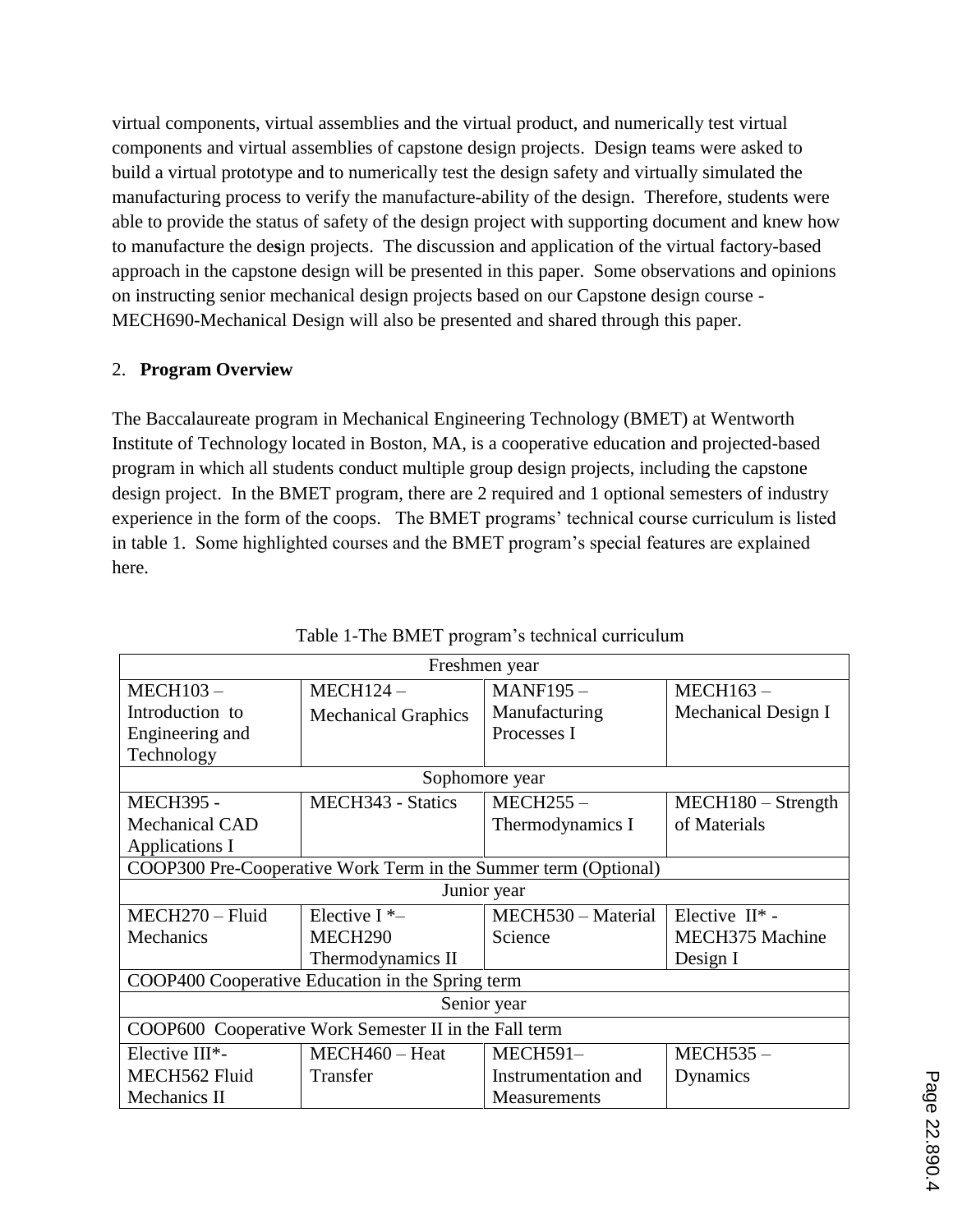virtual components, virtual assemblies and the virtual product, and numerically test virtual components and virtual assemblies of capstone design projects. Design teams were asked to build a virtual prototype and to numerically test the design safety and virtually simulated the manufacturing process to verify the manufacture-ability of the design. Therefore, students were able to provide the status of safety of the design project with supporting document and knew how to manufacture the design projects. The discussion and application of the virtual factory-based approach in the capstone design will be presented in this paper. Some observations and opinions on instructing senior mechanical design projects based on our Capstone design course - MECH690-Mechanical Design will also be presented and shared through this paper.

## 2. **Program Overview**

The Baccalaureate program in Mechanical Engineering Technology (BMET) at Wentworth Institute of Technology located in Boston, MA, is a cooperative education and projected-based program in which all students conduct multiple group design projects, including the capstone design project. In the BMET program, there are 2 required and 1 optional semesters of industry experience in the form of the coops. The BMET programs' technical course curriculum is listed in table 1. Some highlighted courses and the BMET program's special features are explained here.

Table 1-The BMET program's technical curriculum

| | | | |
|---|---|---|---|
| Freshmen year | | | |
| MECH103 – Introduction to Engineering and Technology | MECH124 – Mechanical Graphics | MANF195 – Manufacturing Processes I | MECH163 – Mechanical Design I |
| Sophomore year | | | |
| MECH395 - Mechanical CAD Applications I | MECH343 - Statics | MECH255 – Thermodynamics I | MECH180 – Strength of Materials |
| COOP300 Pre-Cooperative Work Term in the Summer term (Optional) | | | |
| Junior year | | | |
| MECH270 – Fluid Mechanics | Elective I *– MECH290 Thermodynamics II | MECH530 – Material Science | Elective II* - MECH375 Machine Design I |
| COOP400 Cooperative Education in the Spring term | | | |
| Senior year | | | |
| COOP600 Cooperative Work Semester II in the Fall term | | | |
| Elective III*- MECH562 Fluid Mechanics II | MECH460 – Heat Transfer | MECH591– Instrumentation and Measurements | MECH535 – Dynamics |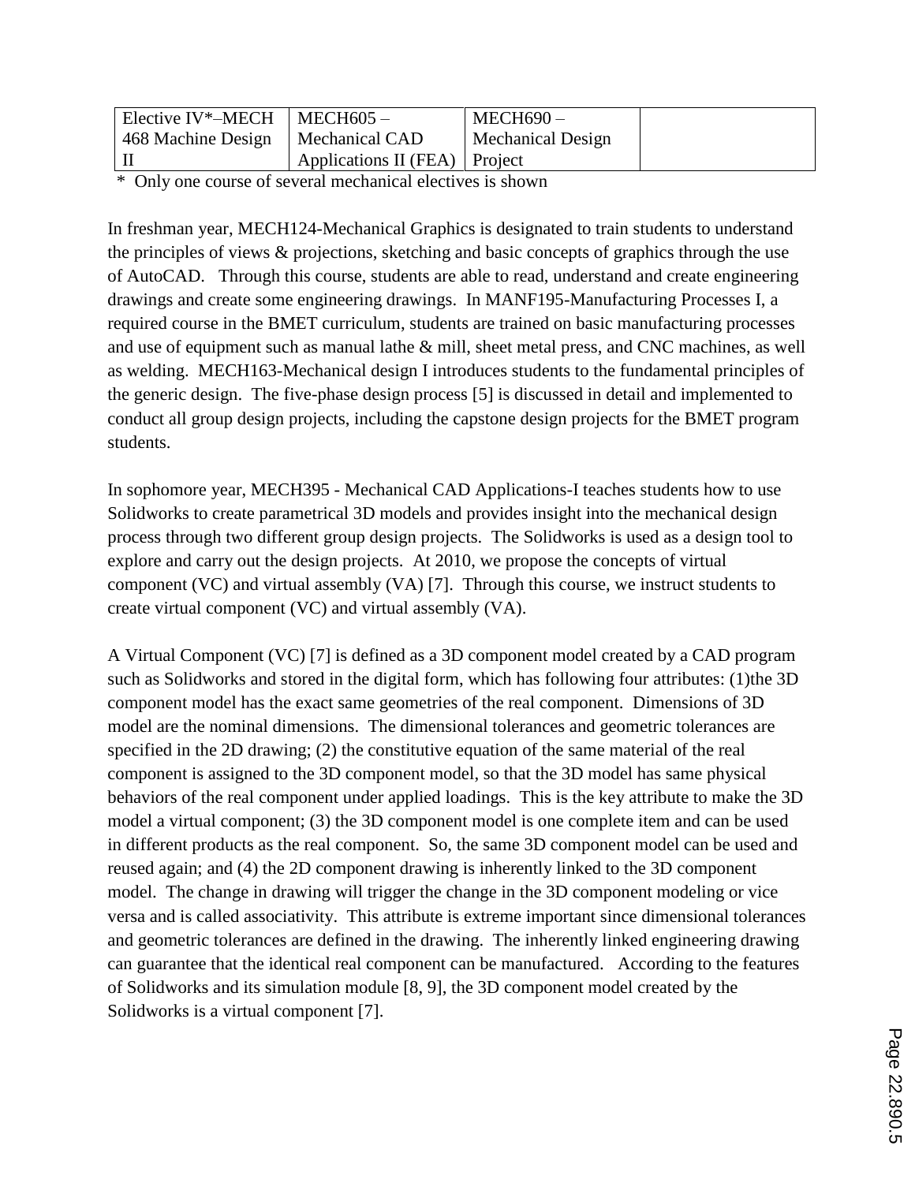| | | | |
|---|---|---|---|
| Elective IV*–MECH 468 Machine Design II | MECH605 – Mechanical CAD Applications II (FEA) | MECH690 – Mechanical Design Project | |

* Only one course of several mechanical electives is shown

In freshman year, MECH124-Mechanical Graphics is designated to train students to understand the principles of views & projections, sketching and basic concepts of graphics through the use of AutoCAD. Through this course, students are able to read, understand and create engineering drawings and create some engineering drawings. In MANF195-Manufacturing Processes I, a required course in the BMET curriculum, students are trained on basic manufacturing processes and use of equipment such as manual lathe & mill, sheet metal press, and CNC machines, as well as welding. MECH163-Mechanical design I introduces students to the fundamental principles of the generic design. The five-phase design process [5] is discussed in detail and implemented to conduct all group design projects, including the capstone design projects for the BMET program students.

In sophomore year, MECH395 - Mechanical CAD Applications-I teaches students how to use Solidworks to create parametrical 3D models and provides insight into the mechanical design process through two different group design projects. The Solidworks is used as a design tool to explore and carry out the design projects. At 2010, we propose the concepts of virtual component (VC) and virtual assembly (VA) [7]. Through this course, we instruct students to create virtual component (VC) and virtual assembly (VA).

A Virtual Component (VC) [7] is defined as a 3D component model created by a CAD program such as Solidworks and stored in the digital form, which has following four attributes: (1)the 3D component model has the exact same geometries of the real component. Dimensions of 3D model are the nominal dimensions. The dimensional tolerances and geometric tolerances are specified in the 2D drawing; (2) the constitutive equation of the same material of the real component is assigned to the 3D component model, so that the 3D model has same physical behaviors of the real component under applied loadings. This is the key attribute to make the 3D model a virtual component; (3) the 3D component model is one complete item and can be used in different products as the real component. So, the same 3D component model can be used and reused again; and (4) the 2D component drawing is inherently linked to the 3D component model. The change in drawing will trigger the change in the 3D component modeling or vice versa and is called associativity. This attribute is extreme important since dimensional tolerances and geometric tolerances are defined in the drawing. The inherently linked engineering drawing can guarantee that the identical real component can be manufactured. According to the features of Solidworks and its simulation module [8, 9], the 3D component model created by the Solidworks is a virtual component [7].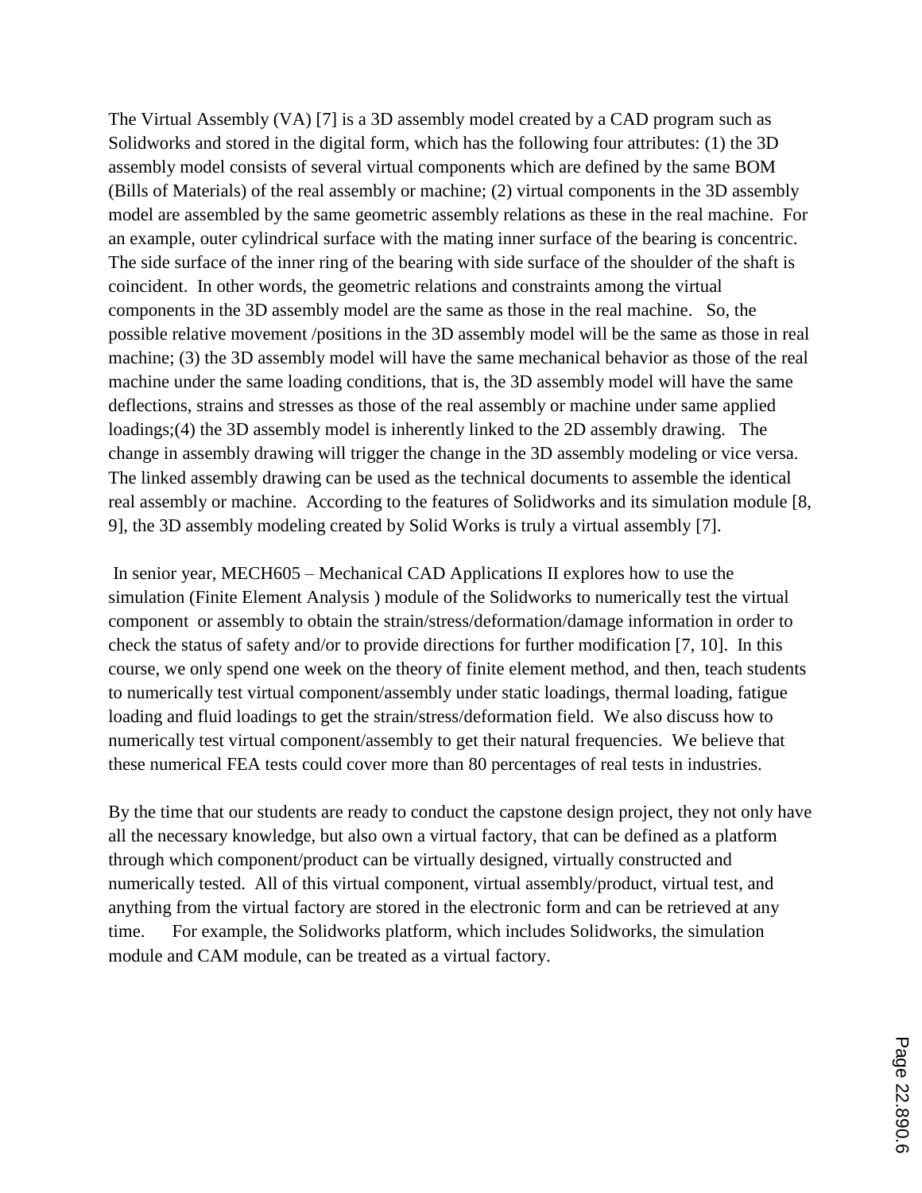The Virtual Assembly (VA) [7] is a 3D assembly model created by a CAD program such as Solidworks and stored in the digital form, which has the following four attributes: (1) the 3D assembly model consists of several virtual components which are defined by the same BOM (Bills of Materials) of the real assembly or machine; (2) virtual components in the 3D assembly model are assembled by the same geometric assembly relations as these in the real machine. For an example, outer cylindrical surface with the mating inner surface of the bearing is concentric. The side surface of the inner ring of the bearing with side surface of the shoulder of the shaft is coincident. In other words, the geometric relations and constraints among the virtual components in the 3D assembly model are the same as those in the real machine. So, the possible relative movement /positions in the 3D assembly model will be the same as those in real machine; (3) the 3D assembly model will have the same mechanical behavior as those of the real machine under the same loading conditions, that is, the 3D assembly model will have the same deflections, strains and stresses as those of the real assembly or machine under same applied loadings;(4) the 3D assembly model is inherently linked to the 2D assembly drawing. The change in assembly drawing will trigger the change in the 3D assembly modeling or vice versa. The linked assembly drawing can be used as the technical documents to assemble the identical real assembly or machine. According to the features of Solidworks and its simulation module [8, 9], the 3D assembly modeling created by Solid Works is truly a virtual assembly [7].

In senior year, MECH605 – Mechanical CAD Applications II explores how to use the simulation (Finite Element Analysis ) module of the Solidworks to numerically test the virtual component or assembly to obtain the strain/stress/deformation/damage information in order to check the status of safety and/or to provide directions for further modification [7, 10]. In this course, we only spend one week on the theory of finite element method, and then, teach students to numerically test virtual component/assembly under static loadings, thermal loading, fatigue loading and fluid loadings to get the strain/stress/deformation field. We also discuss how to numerically test virtual component/assembly to get their natural frequencies. We believe that these numerical FEA tests could cover more than 80 percentages of real tests in industries.

By the time that our students are ready to conduct the capstone design project, they not only have all the necessary knowledge, but also own a virtual factory, that can be defined as a platform through which component/product can be virtually designed, virtually constructed and numerically tested. All of this virtual component, virtual assembly/product, virtual test, and anything from the virtual factory are stored in the electronic form and can be retrieved at any time. For example, the Solidworks platform, which includes Solidworks, the simulation module and CAM module, can be treated as a virtual factory.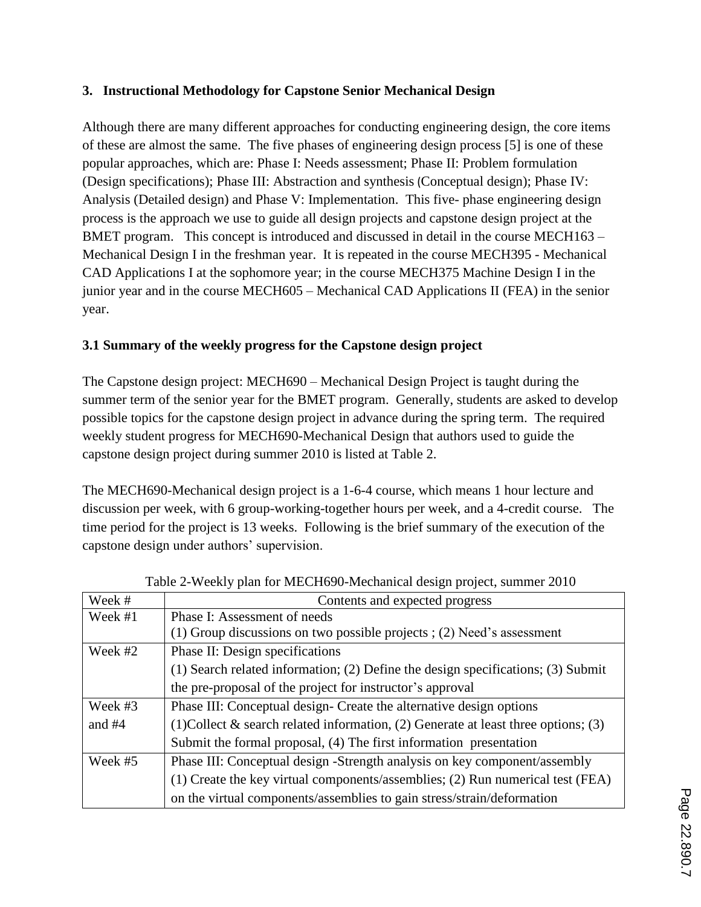## 3. Instructional Methodology for Capstone Senior Mechanical Design

Although there are many different approaches for conducting engineering design, the core items of these are almost the same. The five phases of engineering design process [5] is one of these popular approaches, which are: Phase I: Needs assessment; Phase II: Problem formulation (Design specifications); Phase III: Abstraction and synthesis (Conceptual design); Phase IV: Analysis (Detailed design) and Phase V: Implementation. This five- phase engineering design process is the approach we use to guide all design projects and capstone design project at the BMET program. This concept is introduced and discussed in detail in the course MECH163 – Mechanical Design I in the freshman year. It is repeated in the course MECH395 - Mechanical CAD Applications I at the sophomore year; in the course MECH375 Machine Design I in the junior year and in the course MECH605 – Mechanical CAD Applications II (FEA) in the senior year.

### 3.1 Summary of the weekly progress for the Capstone design project

The Capstone design project: MECH690 – Mechanical Design Project is taught during the summer term of the senior year for the BMET program. Generally, students are asked to develop possible topics for the capstone design project in advance during the spring term. The required weekly student progress for MECH690-Mechanical Design that authors used to guide the capstone design project during summer 2010 is listed at Table 2.

The MECH690-Mechanical design project is a 1-6-4 course, which means 1 hour lecture and discussion per week, with 6 group-working-together hours per week, and a 4-credit course. The time period for the project is 13 weeks. Following is the brief summary of the execution of the capstone design under authors' supervision.

Table 2-Weekly plan for MECH690-Mechanical design project, summer 2010

| Week # | Contents and expected progress |
|---|---|
| Week #1 | Phase I: Assessment of needs<br>(1) Group discussions on two possible projects ; (2) Need's assessment |
| Week #2 | Phase II: Design specifications<br>(1) Search related information; (2) Define the design specifications; (3) Submit the pre-proposal of the project for instructor's approval |
| Week #3 and #4 | Phase III: Conceptual design- Create the alternative design options<br>(1)Collect & search related information, (2) Generate at least three options; (3) Submit the formal proposal, (4) The first information presentation |
| Week #5 | Phase III: Conceptual design -Strength analysis on key component/assembly<br>(1) Create the key virtual components/assemblies; (2) Run numerical test (FEA) on the virtual components/assemblies to gain stress/strain/deformation |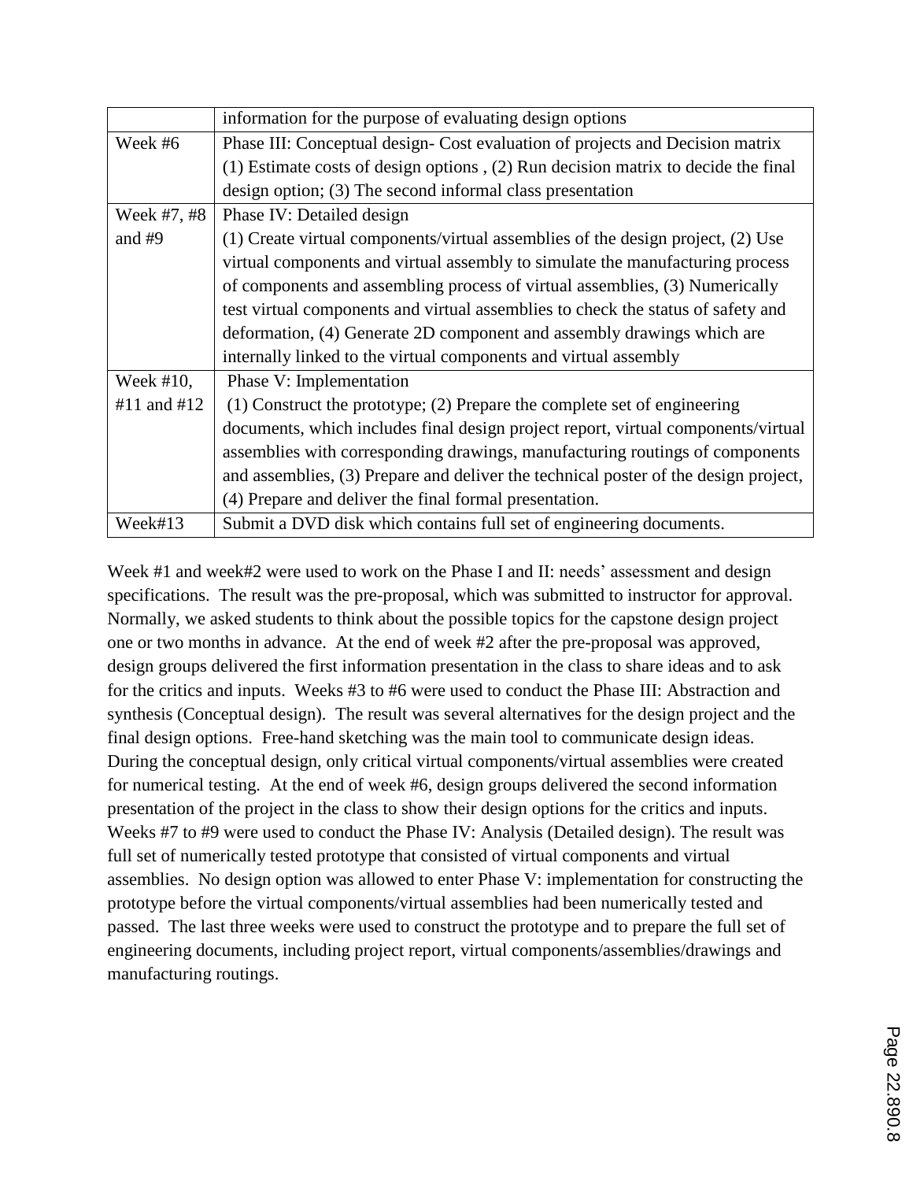| | |
|---|---|
| | information for the purpose of evaluating design options |
| Week #6 | Phase III: Conceptual design- Cost evaluation of projects and Decision matrix (1) Estimate costs of design options , (2) Run decision matrix to decide the final design option; (3) The second informal class presentation |
| Week #7, #8 and #9 | Phase IV: Detailed design (1) Create virtual components/virtual assemblies of the design project, (2) Use virtual components and virtual assembly to simulate the manufacturing process of components and assembling process of virtual assemblies, (3) Numerically test virtual components and virtual assemblies to check the status of safety and deformation, (4) Generate 2D component and assembly drawings which are internally linked to the virtual components and virtual assembly |
| Week #10, #11 and #12 | Phase V: Implementation (1) Construct the prototype; (2) Prepare the complete set of engineering documents, which includes final design project report, virtual components/virtual assemblies with corresponding drawings, manufacturing routings of components and assemblies, (3) Prepare and deliver the technical poster of the design project, (4) Prepare and deliver the final formal presentation. |
| Week#13 | Submit a DVD disk which contains full set of engineering documents. |

Week #1 and week#2 were used to work on the Phase I and II: needs' assessment and design specifications. The result was the pre-proposal, which was submitted to instructor for approval. Normally, we asked students to think about the possible topics for the capstone design project one or two months in advance. At the end of week #2 after the pre-proposal was approved, design groups delivered the first information presentation in the class to share ideas and to ask for the critics and inputs. Weeks #3 to #6 were used to conduct the Phase III: Abstraction and synthesis (Conceptual design). The result was several alternatives for the design project and the final design options. Free-hand sketching was the main tool to communicate design ideas. During the conceptual design, only critical virtual components/virtual assemblies were created for numerical testing. At the end of week #6, design groups delivered the second information presentation of the project in the class to show their design options for the critics and inputs. Weeks #7 to #9 were used to conduct the Phase IV: Analysis (Detailed design). The result was full set of numerically tested prototype that consisted of virtual components and virtual assemblies. No design option was allowed to enter Phase V: implementation for constructing the prototype before the virtual components/virtual assemblies had been numerically tested and passed. The last three weeks were used to construct the prototype and to prepare the full set of engineering documents, including project report, virtual components/assemblies/drawings and manufacturing routings.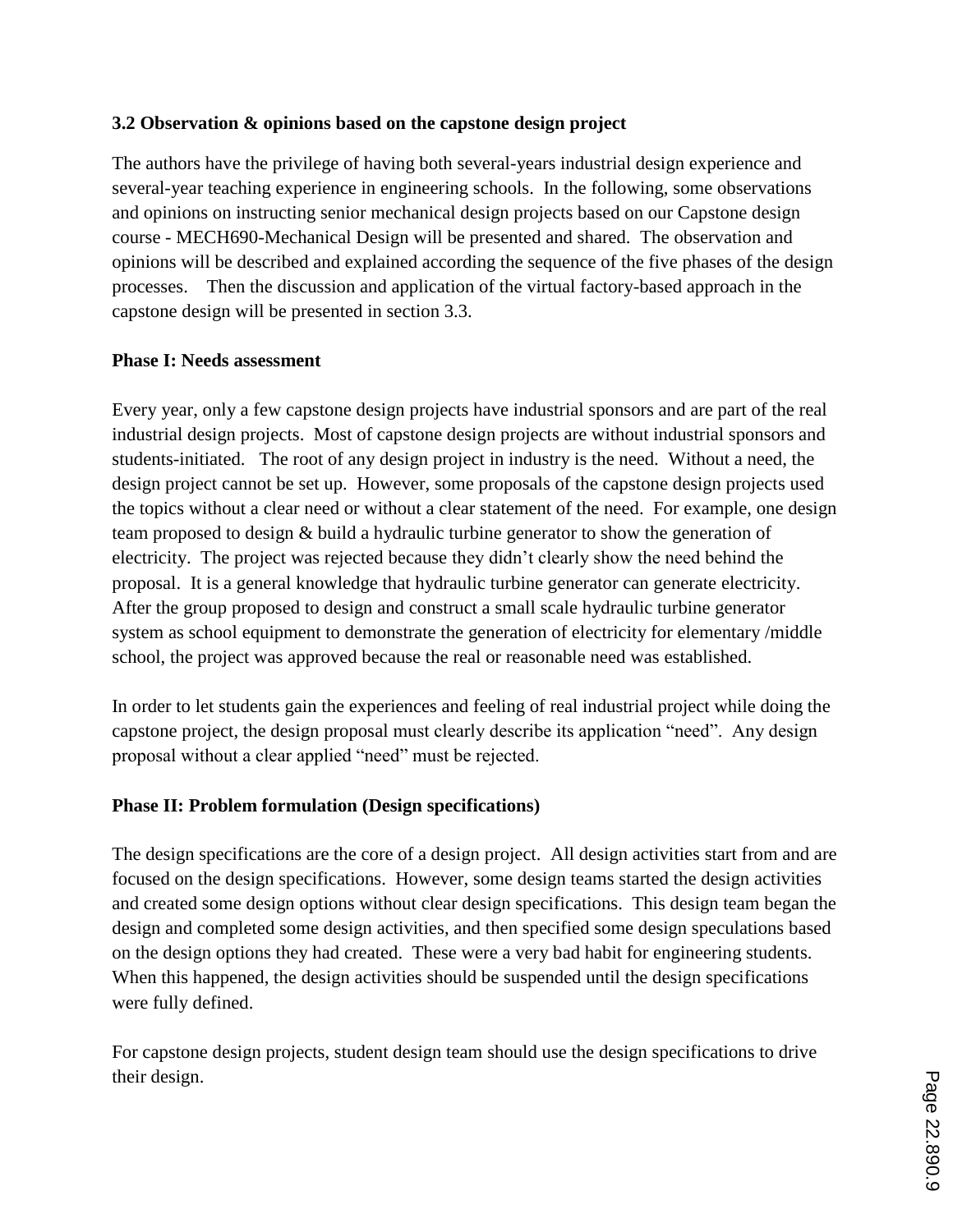### 3.2 Observation & opinions based on the capstone design project

The authors have the privilege of having both several-years industrial design experience and several-year teaching experience in engineering schools. In the following, some observations and opinions on instructing senior mechanical design projects based on our Capstone design course - MECH690-Mechanical Design will be presented and shared. The observation and opinions will be described and explained according the sequence of the five phases of the design processes. Then the discussion and application of the virtual factory-based approach in the capstone design will be presented in section 3.3.

**Phase I: Needs assessment**

Every year, only a few capstone design projects have industrial sponsors and are part of the real industrial design projects. Most of capstone design projects are without industrial sponsors and students-initiated. The root of any design project in industry is the need. Without a need, the design project cannot be set up. However, some proposals of the capstone design projects used the topics without a clear need or without a clear statement of the need. For example, one design team proposed to design & build a hydraulic turbine generator to show the generation of electricity. The project was rejected because they didn't clearly show the need behind the proposal. It is a general knowledge that hydraulic turbine generator can generate electricity. After the group proposed to design and construct a small scale hydraulic turbine generator system as school equipment to demonstrate the generation of electricity for elementary /middle school, the project was approved because the real or reasonable need was established.

In order to let students gain the experiences and feeling of real industrial project while doing the capstone project, the design proposal must clearly describe its application "need". Any design proposal without a clear applied "need" must be rejected.

**Phase II: Problem formulation (Design specifications)**

The design specifications are the core of a design project. All design activities start from and are focused on the design specifications. However, some design teams started the design activities and created some design options without clear design specifications. This design team began the design and completed some design activities, and then specified some design speculations based on the design options they had created. These were a very bad habit for engineering students. When this happened, the design activities should be suspended until the design specifications were fully defined.

For capstone design projects, student design team should use the design specifications to drive their design.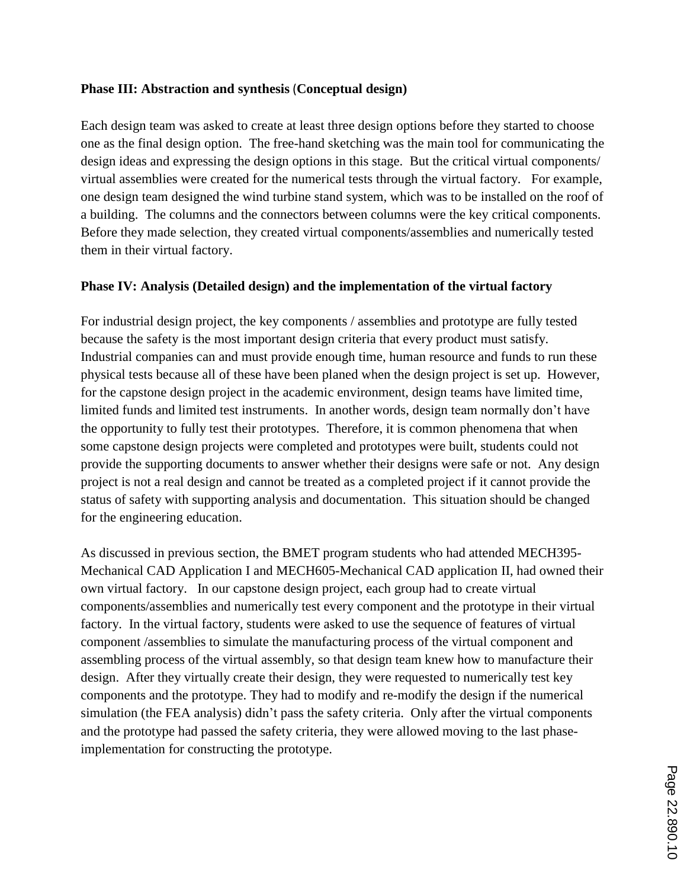**Phase III: Abstraction and synthesis (Conceptual design)**

Each design team was asked to create at least three design options before they started to choose one as the final design option. The free-hand sketching was the main tool for communicating the design ideas and expressing the design options in this stage. But the critical virtual components/ virtual assemblies were created for the numerical tests through the virtual factory. For example, one design team designed the wind turbine stand system, which was to be installed on the roof of a building. The columns and the connectors between columns were the key critical components. Before they made selection, they created virtual components/assemblies and numerically tested them in their virtual factory.

**Phase IV: Analysis (Detailed design) and the implementation of the virtual factory**

For industrial design project, the key components / assemblies and prototype are fully tested because the safety is the most important design criteria that every product must satisfy. Industrial companies can and must provide enough time, human resource and funds to run these physical tests because all of these have been planed when the design project is set up. However, for the capstone design project in the academic environment, design teams have limited time, limited funds and limited test instruments. In another words, design team normally don't have the opportunity to fully test their prototypes. Therefore, it is common phenomena that when some capstone design projects were completed and prototypes were built, students could not provide the supporting documents to answer whether their designs were safe or not. Any design project is not a real design and cannot be treated as a completed project if it cannot provide the status of safety with supporting analysis and documentation. This situation should be changed for the engineering education.

As discussed in previous section, the BMET program students who had attended MECH395-Mechanical CAD Application I and MECH605-Mechanical CAD application II, had owned their own virtual factory. In our capstone design project, each group had to create virtual components/assemblies and numerically test every component and the prototype in their virtual factory. In the virtual factory, students were asked to use the sequence of features of virtual component /assemblies to simulate the manufacturing process of the virtual component and assembling process of the virtual assembly, so that design team knew how to manufacture their design. After they virtually create their design, they were requested to numerically test key components and the prototype. They had to modify and re-modify the design if the numerical simulation (the FEA analysis) didn't pass the safety criteria. Only after the virtual components and the prototype had passed the safety criteria, they were allowed moving to the last phase-implementation for constructing the prototype.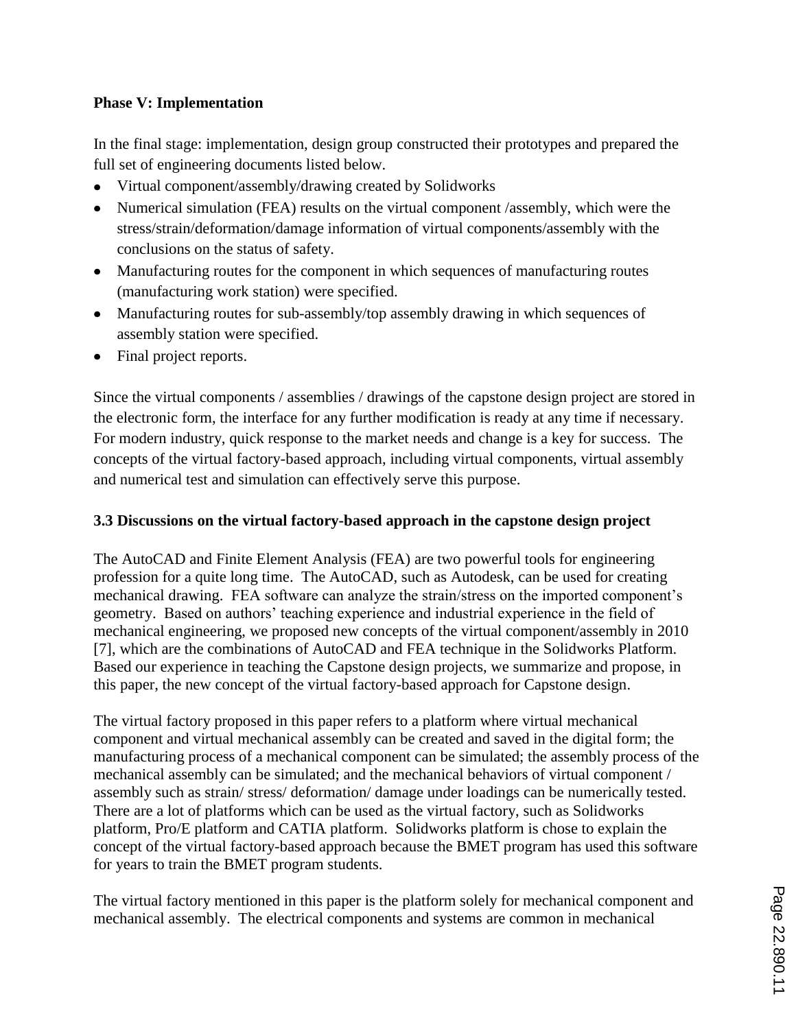**Phase V: Implementation**

In the final stage: implementation, design group constructed their prototypes and prepared the full set of engineering documents listed below.

- Virtual component/assembly/drawing created by Solidworks
- Numerical simulation (FEA) results on the virtual component /assembly, which were the stress/strain/deformation/damage information of virtual components/assembly with the conclusions on the status of safety.
- Manufacturing routes for the component in which sequences of manufacturing routes (manufacturing work station) were specified.
- Manufacturing routes for sub-assembly/top assembly drawing in which sequences of assembly station were specified.
- Final project reports.

Since the virtual components / assemblies / drawings of the capstone design project are stored in the electronic form, the interface for any further modification is ready at any time if necessary. For modern industry, quick response to the market needs and change is a key for success. The concepts of the virtual factory-based approach, including virtual components, virtual assembly and numerical test and simulation can effectively serve this purpose.

### 3.3 Discussions on the virtual factory-based approach in the capstone design project

The AutoCAD and Finite Element Analysis (FEA) are two powerful tools for engineering profession for a quite long time. The AutoCAD, such as Autodesk, can be used for creating mechanical drawing. FEA software can analyze the strain/stress on the imported component's geometry. Based on authors' teaching experience and industrial experience in the field of mechanical engineering, we proposed new concepts of the virtual component/assembly in 2010 [7], which are the combinations of AutoCAD and FEA technique in the Solidworks Platform. Based our experience in teaching the Capstone design projects, we summarize and propose, in this paper, the new concept of the virtual factory-based approach for Capstone design.

The virtual factory proposed in this paper refers to a platform where virtual mechanical component and virtual mechanical assembly can be created and saved in the digital form; the manufacturing process of a mechanical component can be simulated; the assembly process of the mechanical assembly can be simulated; and the mechanical behaviors of virtual component / assembly such as strain/ stress/ deformation/ damage under loadings can be numerically tested. There are a lot of platforms which can be used as the virtual factory, such as Solidworks platform, Pro/E platform and CATIA platform. Solidworks platform is chose to explain the concept of the virtual factory-based approach because the BMET program has used this software for years to train the BMET program students.

The virtual factory mentioned in this paper is the platform solely for mechanical component and mechanical assembly. The electrical components and systems are common in mechanical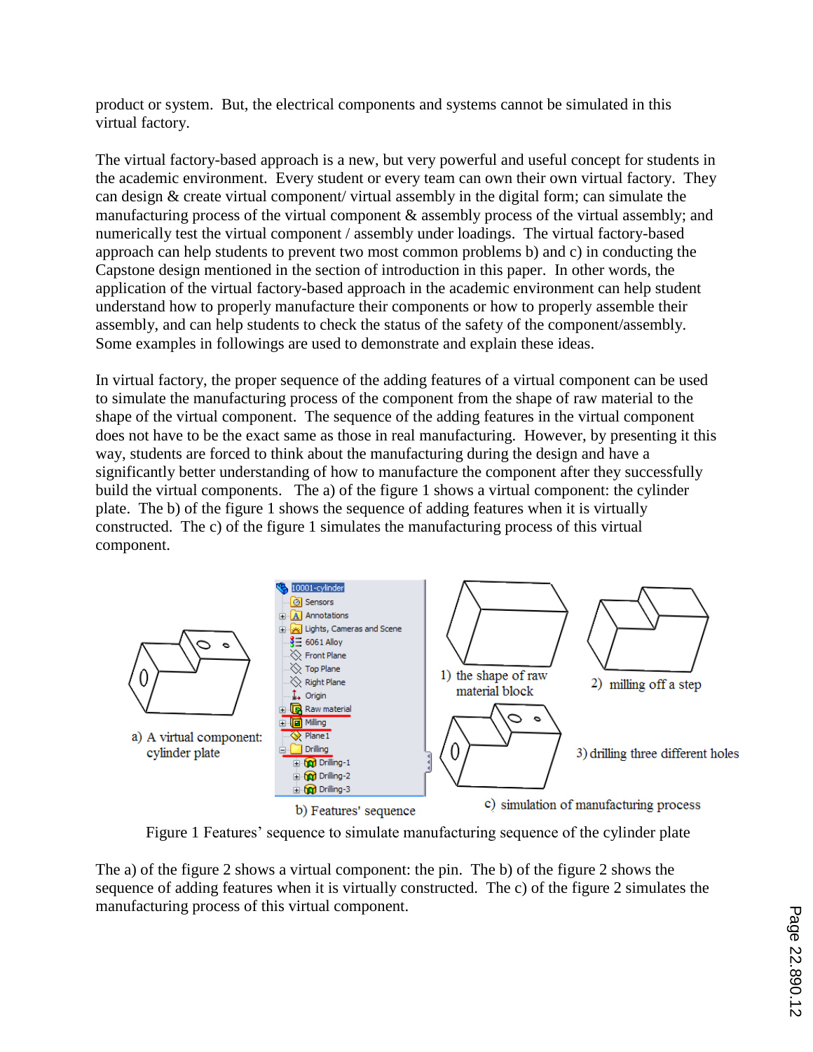product or system. But, the electrical components and systems cannot be simulated in this virtual factory.

The virtual factory-based approach is a new, but very powerful and useful concept for students in the academic environment. Every student or every team can own their own virtual factory. They can design & create virtual component/ virtual assembly in the digital form; can simulate the manufacturing process of the virtual component & assembly process of the virtual assembly; and numerically test the virtual component / assembly under loadings. The virtual factory-based approach can help students to prevent two most common problems b) and c) in conducting the Capstone design mentioned in the section of introduction in this paper. In other words, the application of the virtual factory-based approach in the academic environment can help student understand how to properly manufacture their components or how to properly assemble their assembly, and can help students to check the status of the safety of the component/assembly. Some examples in followings are used to demonstrate and explain these ideas.

In virtual factory, the proper sequence of the adding features of a virtual component can be used to simulate the manufacturing process of the component from the shape of raw material to the shape of the virtual component. The sequence of the adding features in the virtual component does not have to be the exact same as those in real manufacturing. However, by presenting it this way, students are forced to think about the manufacturing during the design and have a significantly better understanding of how to manufacture the component after they successfully build the virtual components. The a) of the figure 1 shows a virtual component: the cylinder plate. The b) of the figure 1 shows the sequence of adding features when it is virtually constructed. The c) of the figure 1 simulates the manufacturing process of this virtual component.

a) A virtual component: cylinder plate

10001-cylinder
Sensors
Annotations
Lights, Cameras and Scene
6061 Alloy
Front Plane
Top Plane
Right Plane
Origin
Raw material
Milling
Plane1
Drilling
Drilling-1
Drilling-2
Drilling-3

b) Features' sequence

1) the shape of raw material block

2) milling off a step

3) drilling three different holes

c) simulation of manufacturing process

Figure 1 Features' sequence to simulate manufacturing sequence of the cylinder plate

The a) of the figure 2 shows a virtual component: the pin. The b) of the figure 2 shows the sequence of adding features when it is virtually constructed. The c) of the figure 2 simulates the manufacturing process of this virtual component.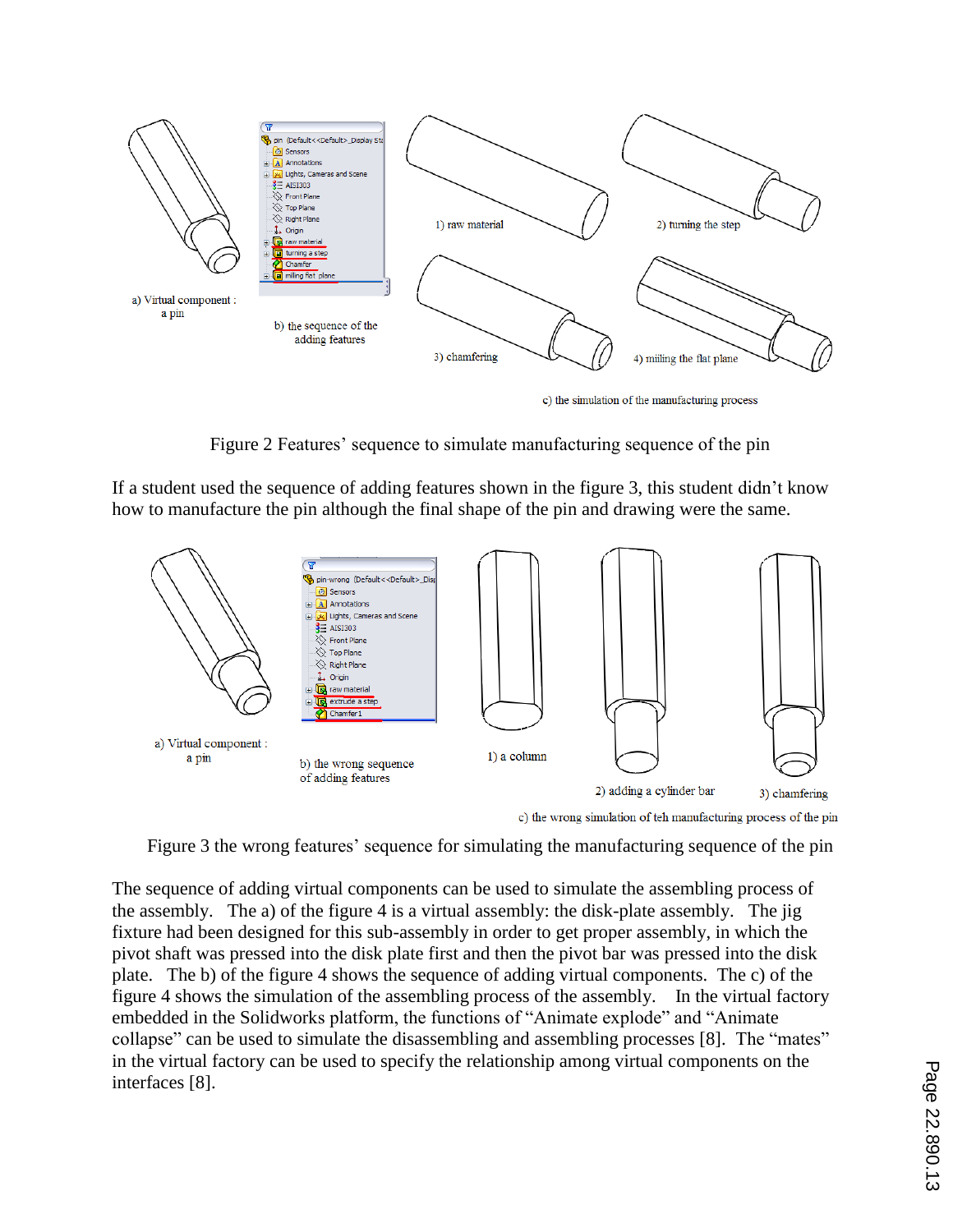Figure 2 Features' sequence to simulate manufacturing sequence of the pin

If a student used the sequence of adding features shown in the figure 3, this student didn't know how to manufacture the pin although the final shape of the pin and drawing were the same.

Figure 3 the wrong features' sequence for simulating the manufacturing sequence of the pin

The sequence of adding virtual components can be used to simulate the assembling process of the assembly. The a) of the figure 4 is a virtual assembly: the disk-plate assembly. The jig fixture had been designed for this sub-assembly in order to get proper assembly, in which the pivot shaft was pressed into the disk plate first and then the pivot bar was pressed into the disk plate. The b) of the figure 4 shows the sequence of adding virtual components. The c) of the figure 4 shows the simulation of the assembling process of the assembly. In the virtual factory embedded in the Solidworks platform, the functions of "Animate explode" and "Animate collapse" can be used to simulate the disassembling and assembling processes [8]. The "mates" in the virtual factory can be used to specify the relationship among virtual components on the interfaces [8].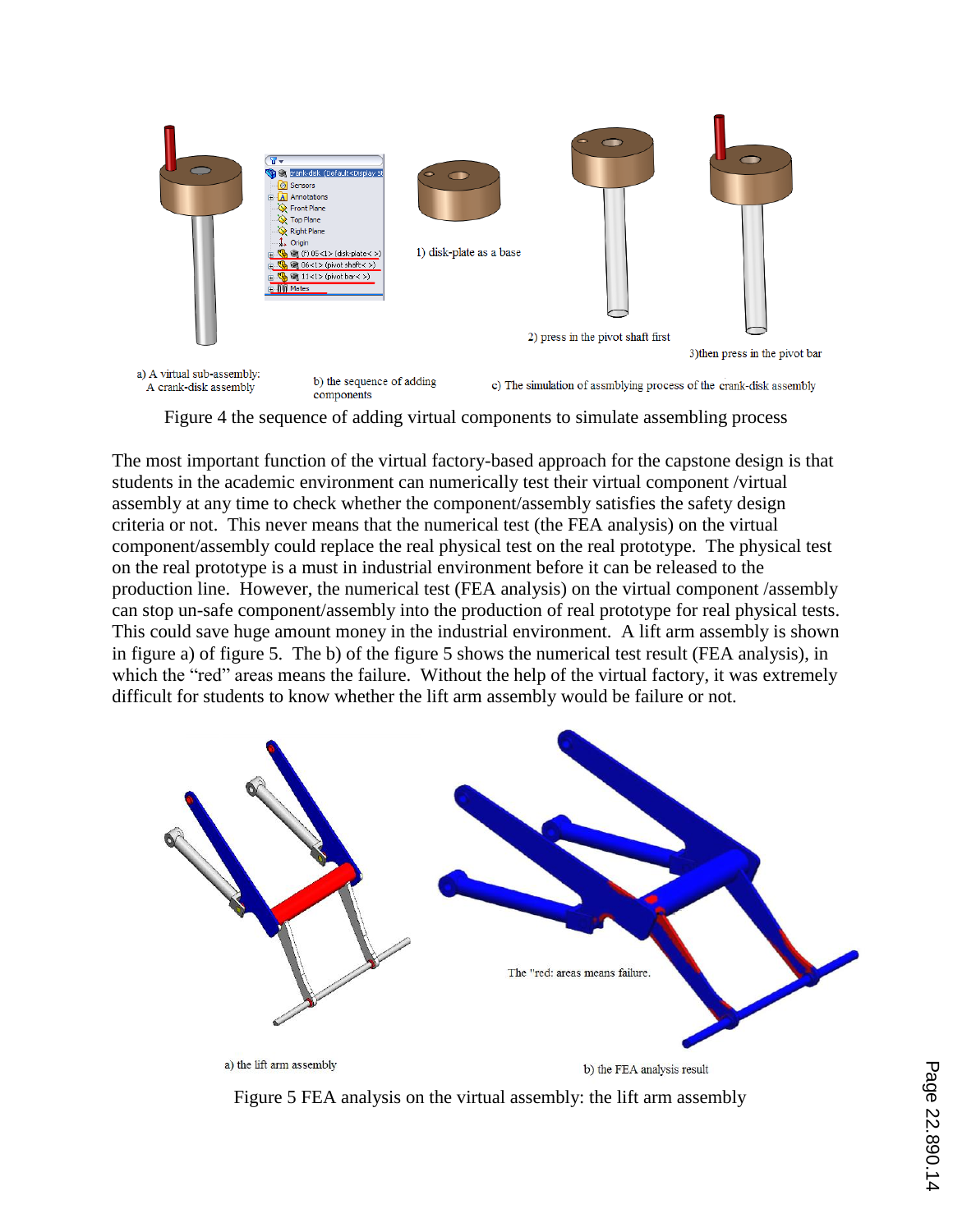a) A virtual sub-assembly: A crank-disk assembly

b) the sequence of adding components

1) disk-plate as a base

2) press in the pivot shaft first

3)then press in the pivot bar

c) The simulation of assmblying process of the crank-disk assembly

Figure 4 the sequence of adding virtual components to simulate assembling process

The most important function of the virtual factory-based approach for the capstone design is that students in the academic environment can numerically test their virtual component /virtual assembly at any time to check whether the component/assembly satisfies the safety design criteria or not. This never means that the numerical test (the FEA analysis) on the virtual component/assembly could replace the real physical test on the real prototype. The physical test on the real prototype is a must in industrial environment before it can be released to the production line. However, the numerical test (FEA analysis) on the virtual component /assembly can stop un-safe component/assembly into the production of real prototype for real physical tests. This could save huge amount money in the industrial environment. A lift arm assembly is shown in figure a) of figure 5. The b) of the figure 5 shows the numerical test result (FEA analysis), in which the "red" areas means the failure. Without the help of the virtual factory, it was extremely difficult for students to know whether the lift arm assembly would be failure or not.

The "red: areas means failure.

a) the lift arm assembly

b) the FEA analysis result

Figure 5 FEA analysis on the virtual assembly: the lift arm assembly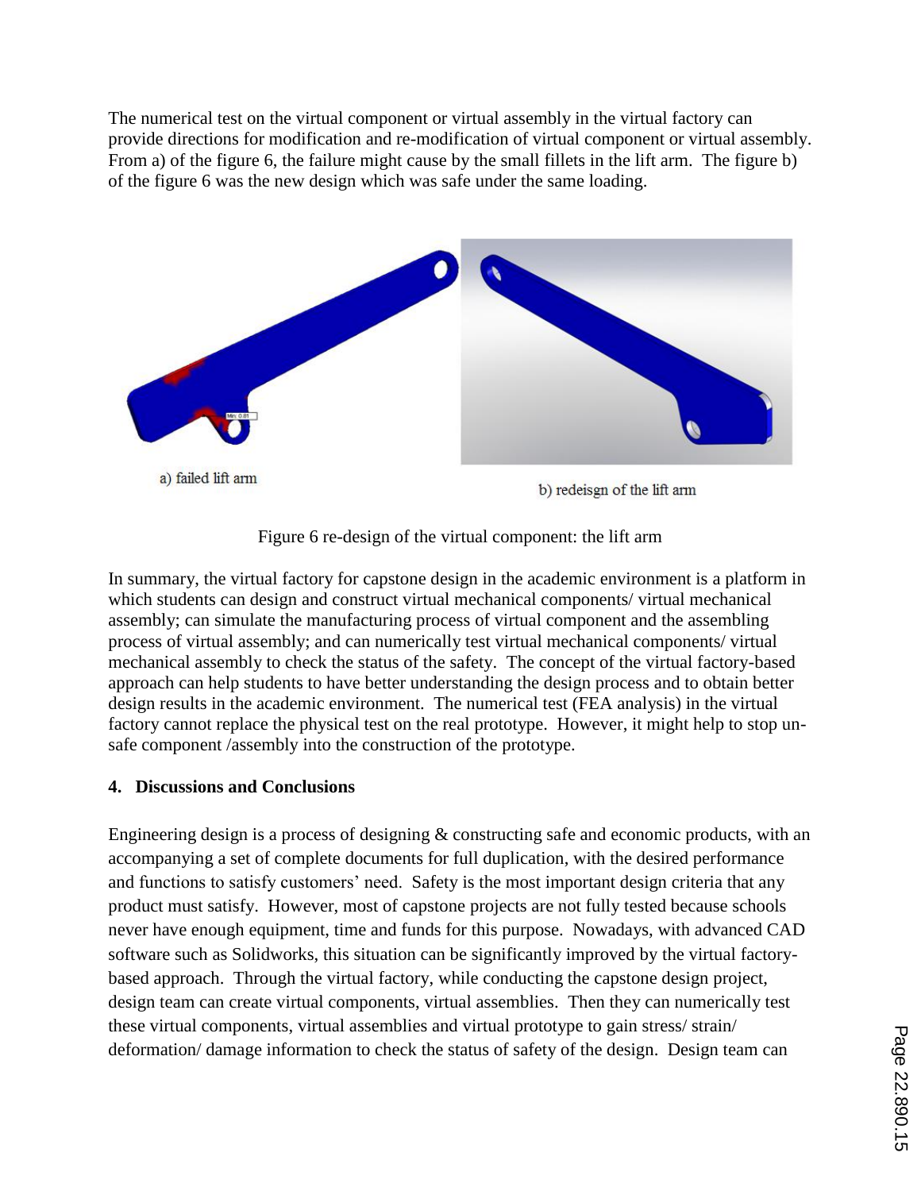The numerical test on the virtual component or virtual assembly in the virtual factory can provide directions for modification and re-modification of virtual component or virtual assembly. From a) of the figure 6, the failure might cause by the small fillets in the lift arm. The figure b) of the figure 6 was the new design which was safe under the same loading.

Min: 0.81

a) failed lift arm

b) redeisgn of the lift arm

Figure 6 re-design of the virtual component: the lift arm

In summary, the virtual factory for capstone design in the academic environment is a platform in which students can design and construct virtual mechanical components/ virtual mechanical assembly; can simulate the manufacturing process of virtual component and the assembling process of virtual assembly; and can numerically test virtual mechanical components/ virtual mechanical assembly to check the status of the safety. The concept of the virtual factory-based approach can help students to have better understanding the design process and to obtain better design results in the academic environment. The numerical test (FEA analysis) in the virtual factory cannot replace the physical test on the real prototype. However, it might help to stop un-safe component /assembly into the construction of the prototype.

## 4. Discussions and Conclusions

Engineering design is a process of designing & constructing safe and economic products, with an accompanying a set of complete documents for full duplication, with the desired performance and functions to satisfy customers' need. Safety is the most important design criteria that any product must satisfy. However, most of capstone projects are not fully tested because schools never have enough equipment, time and funds for this purpose. Nowadays, with advanced CAD software such as Solidworks, this situation can be significantly improved by the virtual factory-based approach. Through the virtual factory, while conducting the capstone design project, design team can create virtual components, virtual assemblies. Then they can numerically test these virtual components, virtual assemblies and virtual prototype to gain stress/ strain/ deformation/ damage information to check the status of safety of the design. Design team can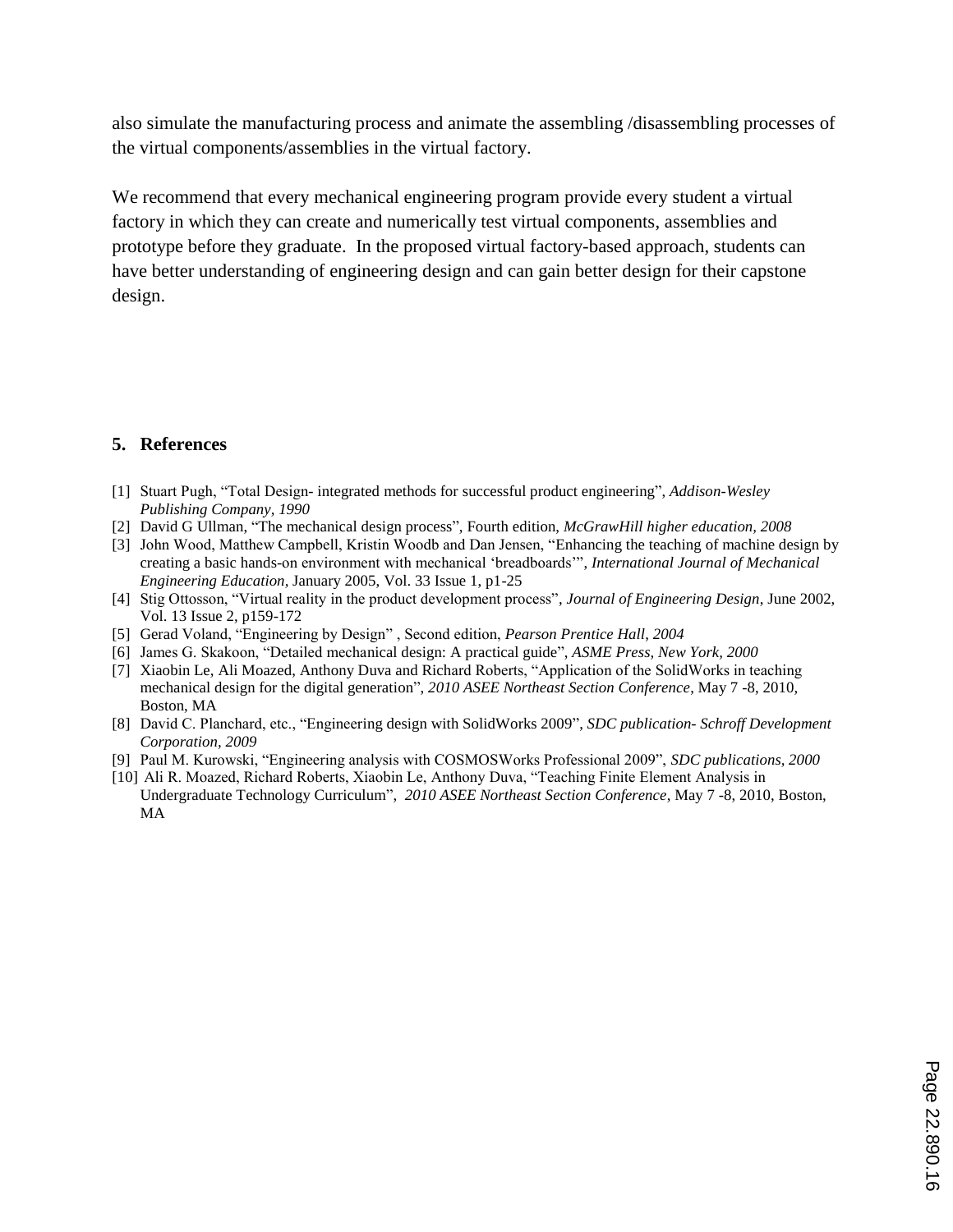also simulate the manufacturing process and animate the assembling /disassembling processes of the virtual components/assemblies in the virtual factory.

We recommend that every mechanical engineering program provide every student a virtual factory in which they can create and numerically test virtual components, assemblies and prototype before they graduate. In the proposed virtual factory-based approach, students can have better understanding of engineering design and can gain better design for their capstone design.

## 5. References

[1] Stuart Pugh, "Total Design- integrated methods for successful product engineering", *Addison-Wesley Publishing Company, 1990*

[2] David G Ullman, "The mechanical design process", Fourth edition, *McGrawHill higher education, 2008*

[3] John Wood, Matthew Campbell, Kristin Woodb and Dan Jensen, "Enhancing the teaching of machine design by creating a basic hands-on environment with mechanical 'breadboards'", *International Journal of Mechanical Engineering Education*, January 2005, Vol. 33 Issue 1, p1-25

[4] Stig Ottosson, "Virtual reality in the product development process", *Journal of Engineering Design*, June 2002, Vol. 13 Issue 2, p159-172

[5] Gerad Voland, "Engineering by Design" , Second edition, *Pearson Prentice Hall, 2004*

[6] James G. Skakoon, "Detailed mechanical design: A practical guide", *ASME Press, New York, 2000*

[7] Xiaobin Le, Ali Moazed, Anthony Duva and Richard Roberts, "Application of the SolidWorks in teaching mechanical design for the digital generation", *2010 ASEE Northeast Section Conference*, May 7 -8, 2010, Boston, MA

[8] David C. Planchard, etc., "Engineering design with SolidWorks 2009", *SDC publication- Schroff Development Corporation, 2009*

[9] Paul M. Kurowski, "Engineering analysis with COSMOSWorks Professional 2009", *SDC publications, 2000*

[10] Ali R. Moazed, Richard Roberts, Xiaobin Le, Anthony Duva, "Teaching Finite Element Analysis in Undergraduate Technology Curriculum", *2010 ASEE Northeast Section Conference*, May 7 -8, 2010, Boston, MA